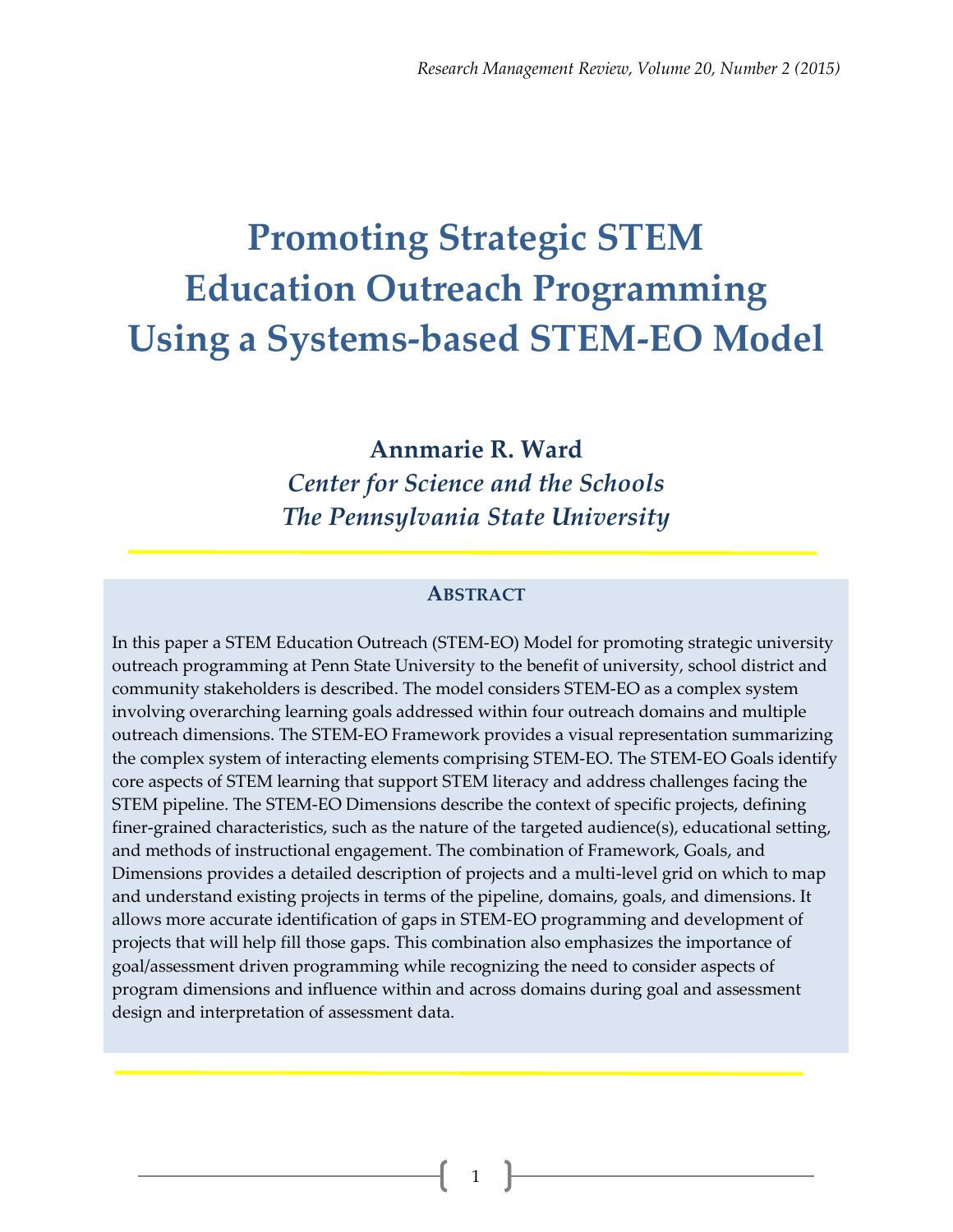# Promoting Strategic STEM Education Outreach Programming Using a Systems-based STEM-EO Model

**Annmarie R. Ward**

*Center for Science and the Schools*

*The Pennsylvania State University*

## Abstract

In this paper a STEM Education Outreach (STEM-EO) Model for promoting strategic university outreach programming at Penn State University to the benefit of university, school district and community stakeholders is described. The model considers STEM-EO as a complex system involving overarching learning goals addressed within four outreach domains and multiple outreach dimensions. The STEM-EO Framework provides a visual representation summarizing the complex system of interacting elements comprising STEM-EO. The STEM-EO Goals identify core aspects of STEM learning that support STEM literacy and address challenges facing the STEM pipeline. The STEM-EO Dimensions describe the context of specific projects, defining finer-grained characteristics, such as the nature of the targeted audience(s), educational setting, and methods of instructional engagement. The combination of Framework, Goals, and Dimensions provides a detailed description of projects and a multi-level grid on which to map and understand existing projects in terms of the pipeline, domains, goals, and dimensions. It allows more accurate identification of gaps in STEM-EO programming and development of projects that will help fill those gaps. This combination also emphasizes the importance of goal/assessment driven programming while recognizing the need to consider aspects of program dimensions and influence within and across domains during goal and assessment design and interpretation of assessment data.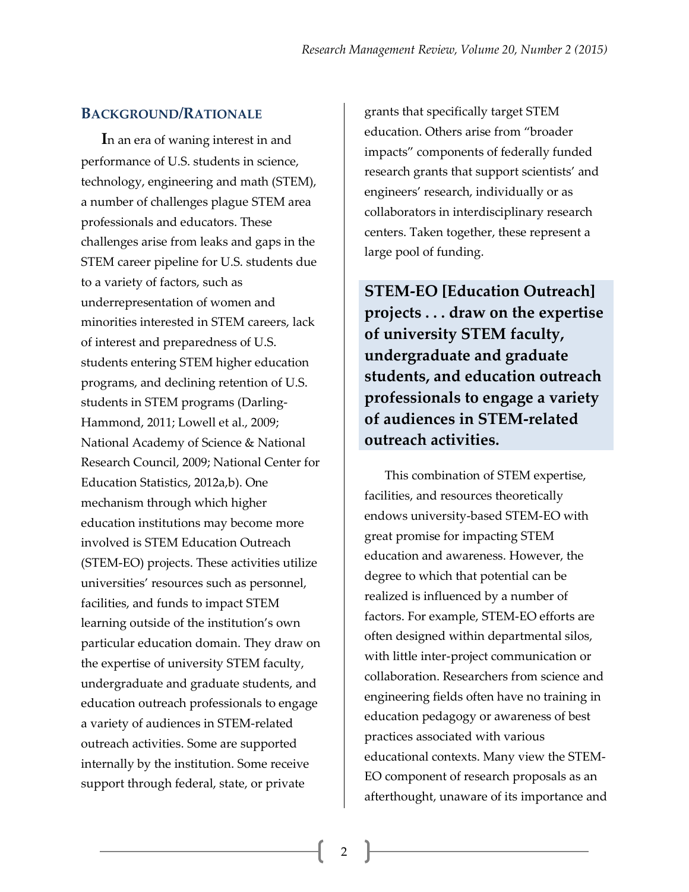## Background/Rationale

In an era of waning interest in and performance of U.S. students in science, technology, engineering and math (STEM), a number of challenges plague STEM area professionals and educators. These challenges arise from leaks and gaps in the STEM career pipeline for U.S. students due to a variety of factors, such as underrepresentation of women and minorities interested in STEM careers, lack of interest and preparedness of U.S. students entering STEM higher education programs, and declining retention of U.S. students in STEM programs (Darling-Hammond, 2011; Lowell et al., 2009; National Academy of Science & National Research Council, 2009; National Center for Education Statistics, 2012a,b). One mechanism through which higher education institutions may become more involved is STEM Education Outreach (STEM-EO) projects. These activities utilize universities' resources such as personnel, facilities, and funds to impact STEM learning outside of the institution's own particular education domain. They draw on the expertise of university STEM faculty, undergraduate and graduate students, and education outreach professionals to engage a variety of audiences in STEM-related outreach activities. Some are supported internally by the institution. Some receive support through federal, state, or private grants that specifically target STEM education. Others arise from "broader impacts" components of federally funded research grants that support scientists' and engineers' research, individually or as collaborators in interdisciplinary research centers. Taken together, these represent a large pool of funding.

> **STEM-EO [Education Outreach] projects . . . draw on the expertise of university STEM faculty, undergraduate and graduate students, and education outreach professionals to engage a variety of audiences in STEM-related outreach activities.**

This combination of STEM expertise, facilities, and resources theoretically endows university-based STEM-EO with great promise for impacting STEM education and awareness. However, the degree to which that potential can be realized is influenced by a number of factors. For example, STEM-EO efforts are often designed within departmental silos, with little inter-project communication or collaboration. Researchers from science and engineering fields often have no training in education pedagogy or awareness of best practices associated with various educational contexts. Many view the STEM-EO component of research proposals as an afterthought, unaware of its importance and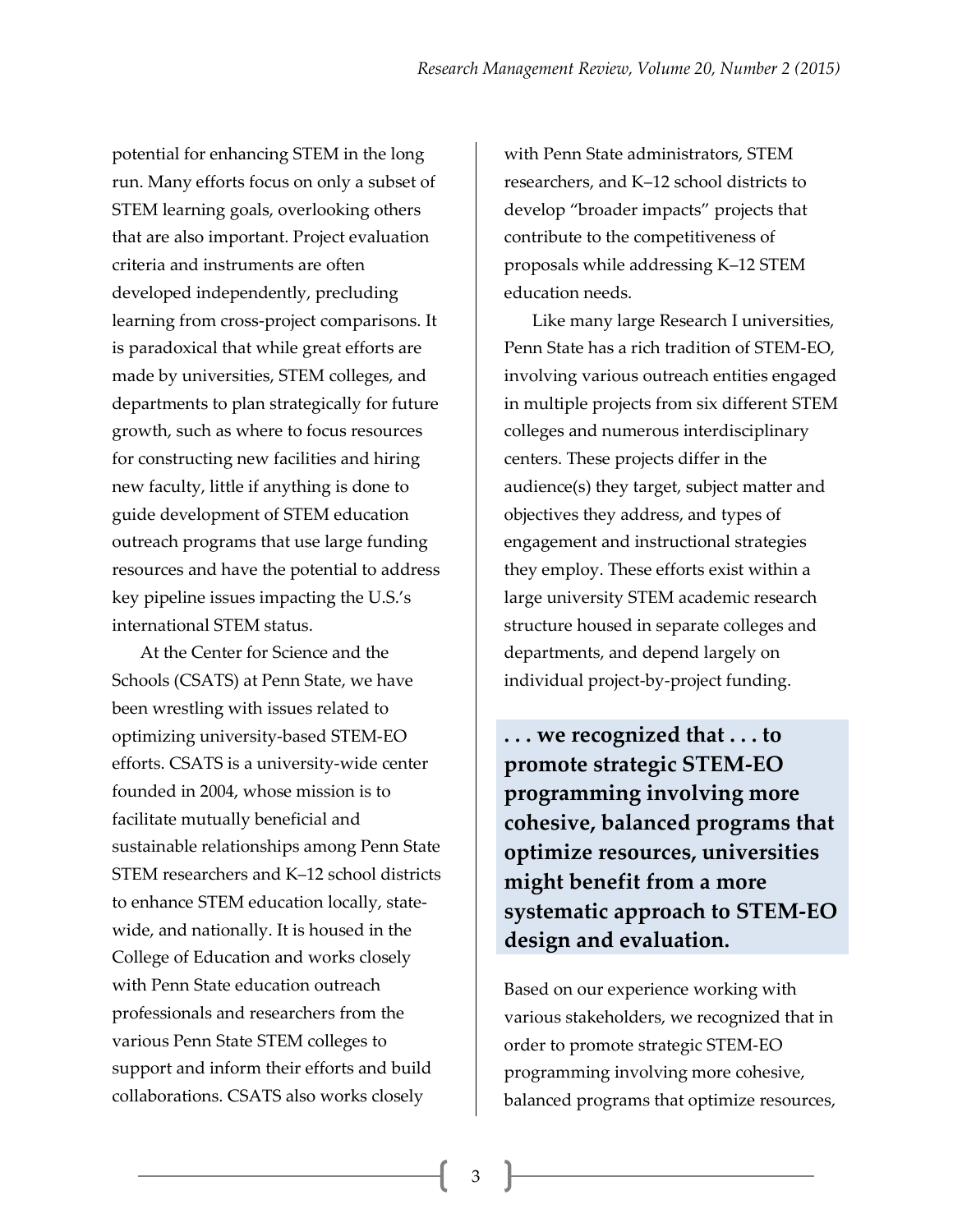potential for enhancing STEM in the long run. Many efforts focus on only a subset of STEM learning goals, overlooking others that are also important. Project evaluation criteria and instruments are often developed independently, precluding learning from cross-project comparisons. It is paradoxical that while great efforts are made by universities, STEM colleges, and departments to plan strategically for future growth, such as where to focus resources for constructing new facilities and hiring new faculty, little if anything is done to guide development of STEM education outreach programs that use large funding resources and have the potential to address key pipeline issues impacting the U.S.'s international STEM status.

At the Center for Science and the Schools (CSATS) at Penn State, we have been wrestling with issues related to optimizing university-based STEM-EO efforts. CSATS is a university-wide center founded in 2004, whose mission is to facilitate mutually beneficial and sustainable relationships among Penn State STEM researchers and K–12 school districts to enhance STEM education locally, state-wide, and nationally. It is housed in the College of Education and works closely with Penn State education outreach professionals and researchers from the various Penn State STEM colleges to support and inform their efforts and build collaborations. CSATS also works closely with Penn State administrators, STEM researchers, and K–12 school districts to develop "broader impacts" projects that contribute to the competitiveness of proposals while addressing K–12 STEM education needs.

Like many large Research I universities, Penn State has a rich tradition of STEM-EO, involving various outreach entities engaged in multiple projects from six different STEM colleges and numerous interdisciplinary centers. These projects differ in the audience(s) they target, subject matter and objectives they address, and types of engagement and instructional strategies they employ. These efforts exist within a large university STEM academic research structure housed in separate colleges and departments, and depend largely on individual project-by-project funding.

> **. . . we recognized that . . . to promote strategic STEM-EO programming involving more cohesive, balanced programs that optimize resources, universities might benefit from a more systematic approach to STEM-EO design and evaluation.**

Based on our experience working with various stakeholders, we recognized that in order to promote strategic STEM-EO programming involving more cohesive, balanced programs that optimize resources,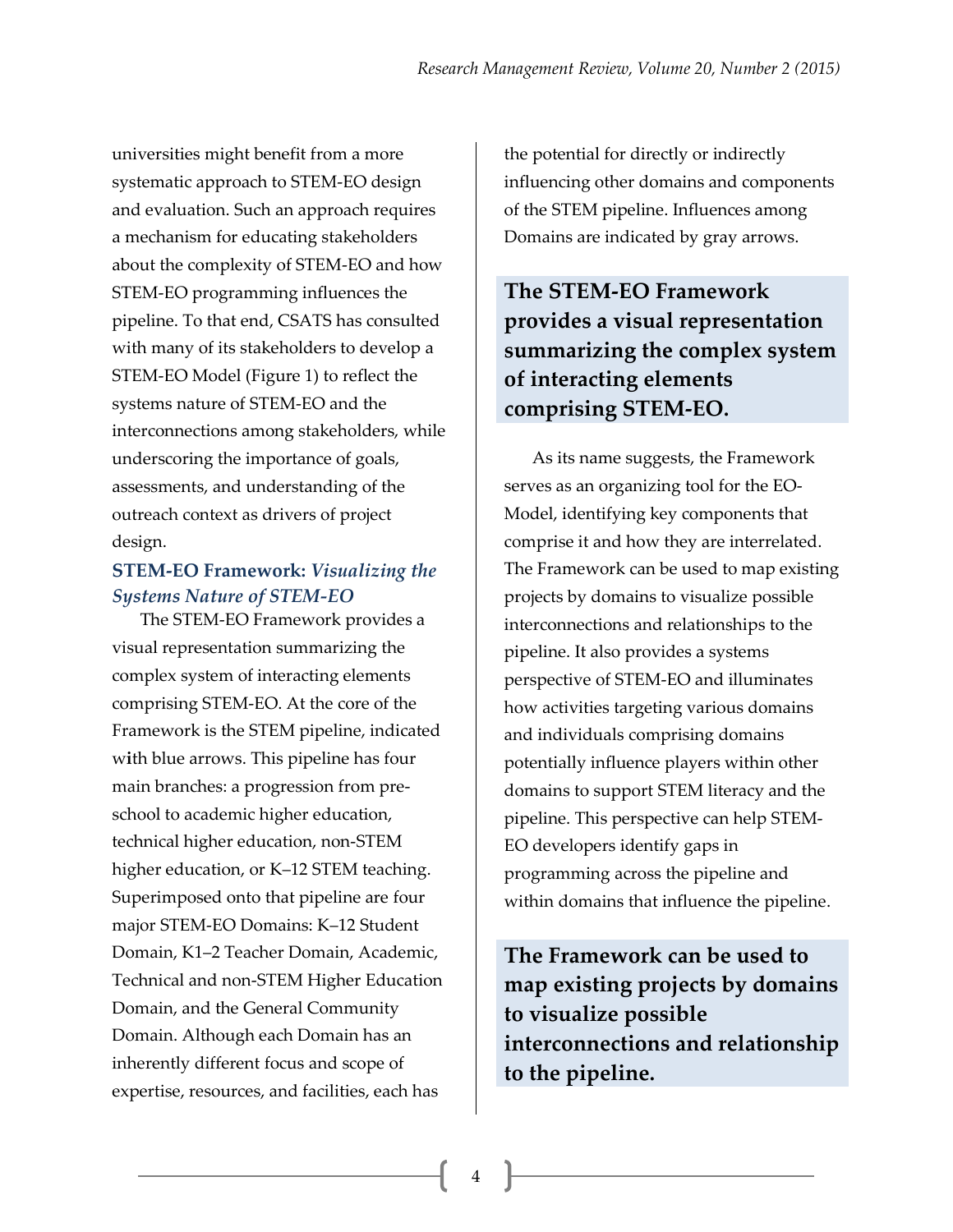universities might benefit from a more systematic approach to STEM-EO design and evaluation. Such an approach requires a mechanism for educating stakeholders about the complexity of STEM-EO and how STEM-EO programming influences the pipeline. To that end, CSATS has consulted with many of its stakeholders to develop a STEM-EO Model (Figure 1) to reflect the systems nature of STEM-EO and the interconnections among stakeholders, while underscoring the importance of goals, assessments, and understanding of the outreach context as drivers of project design.

### STEM-EO Framework: *Visualizing the Systems Nature of STEM-EO*

The STEM-EO Framework provides a visual representation summarizing the complex system of interacting elements comprising STEM-EO. At the core of the Framework is the STEM pipeline, indicated with blue arrows. This pipeline has four main branches: a progression from pre-school to academic higher education, technical higher education, non-STEM higher education, or K–12 STEM teaching. Superimposed onto that pipeline are four major STEM-EO Domains: K–12 Student Domain, K1–2 Teacher Domain, Academic, Technical and non-STEM Higher Education Domain, and the General Community Domain. Although each Domain has an inherently different focus and scope of expertise, resources, and facilities, each has the potential for directly or indirectly influencing other domains and components of the STEM pipeline. Influences among Domains are indicated by gray arrows.

**The STEM-EO Framework provides a visual representation summarizing the complex system of interacting elements comprising STEM-EO.**

As its name suggests, the Framework serves as an organizing tool for the EO-Model, identifying key components that comprise it and how they are interrelated. The Framework can be used to map existing projects by domains to visualize possible interconnections and relationships to the pipeline. It also provides a systems perspective of STEM-EO and illuminates how activities targeting various domains and individuals comprising domains potentially influence players within other domains to support STEM literacy and the pipeline. This perspective can help STEM-EO developers identify gaps in programming across the pipeline and within domains that influence the pipeline.

**The Framework can be used to map existing projects by domains to visualize possible interconnections and relationship to the pipeline.**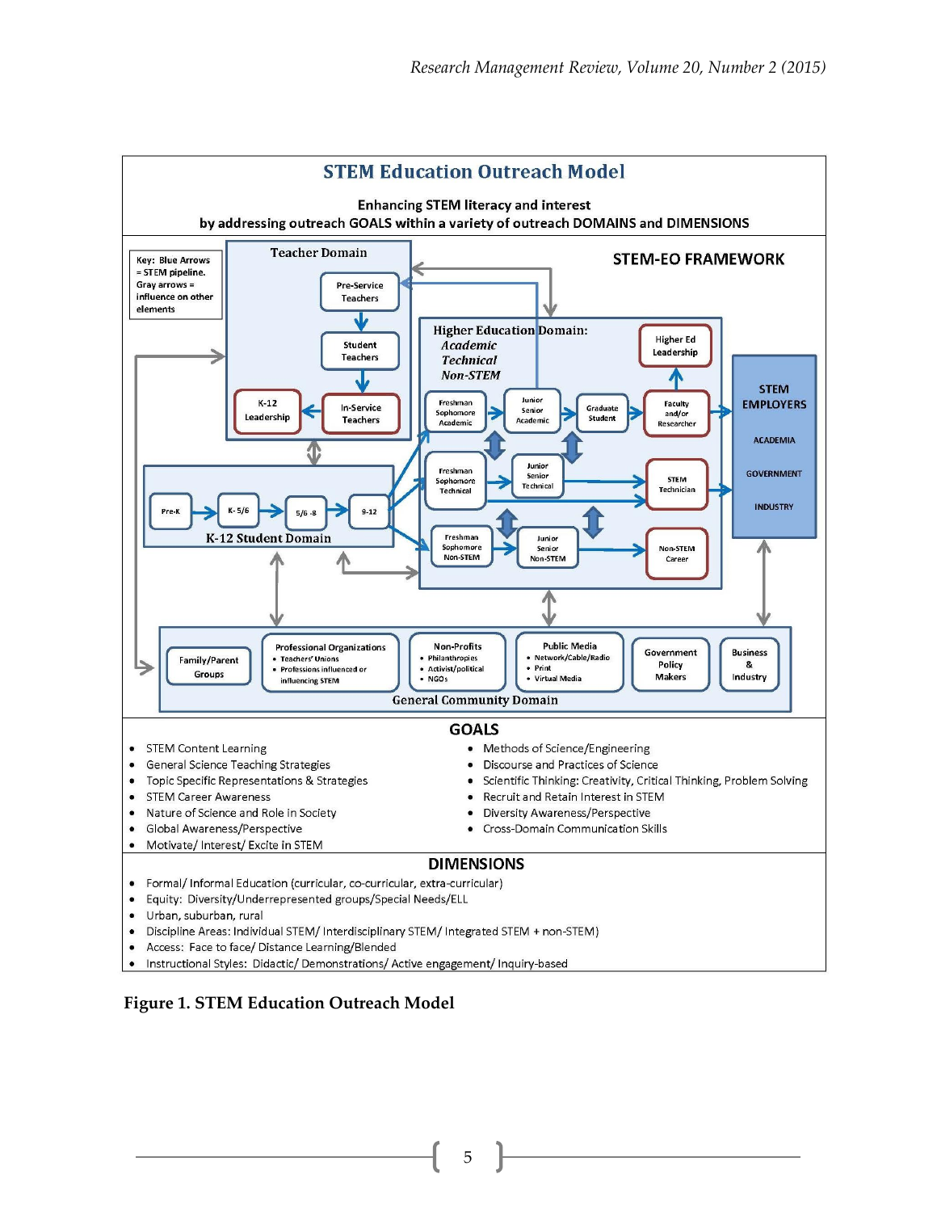## STEM Education Outreach Model

**Enhancing STEM literacy and interest by addressing outreach GOALS within a variety of outreach DOMAINS and DIMENSIONS**

**STEM-EO FRAMEWORK**

Key: Blue Arrows = STEM pipeline. Gray arrows = influence on other elements

**Teacher Domain**
- Pre-Service Teachers
- Student Teachers
- In-Service Teachers
- K-12 Leadership

**K-12 Student Domain**
- Pre-K
- K-5/6
- 5/6-8
- 9-12

**Higher Education Domain:** *Academic*, *Technical*, *Non-STEM*
- Freshman Sophomore Academic
- Junior Senior Academic
- Graduate Student
- Faculty and/or Researcher
- Higher Ed Leadership
- Freshman Sophomore Technical
- Junior Senior Technical
- STEM Technician
- Freshman Sophomore Non-STEM
- Junior Senior Non-STEM
- Non-STEM Career

**STEM EMPLOYERS**
- ACADEMIA
- GOVERNMENT
- INDUSTRY

**General Community Domain**
- Family/Parent Groups
- Professional Organizations
  - Teachers' Unions
  - Professions influenced or influencing STEM
- Non-Profits
  - Philanthropies
  - Activist/political
  - NGOs
- Public Media
  - Network/Cable/Radio
  - Print
  - Virtual Media
- Government Policy Makers
- Business & Industry

### GOALS

- STEM Content Learning
- General Science Teaching Strategies
- Topic Specific Representations & Strategies
- STEM Career Awareness
- Nature of Science and Role in Society
- Global Awareness/Perspective
- Motivate/ Interest/ Excite in STEM
- Methods of Science/Engineering
- Discourse and Practices of Science
- Scientific Thinking: Creativity, Critical Thinking, Problem Solving
- Recruit and Retain Interest in STEM
- Diversity Awareness/Perspective
- Cross-Domain Communication Skills

### DIMENSIONS

- Formal/ Informal Education (curricular, co-curricular, extra-curricular)
- Equity: Diversity/Underrepresented groups/Special Needs/ELL
- Urban, suburban, rural
- Discipline Areas: Individual STEM/ Interdisciplinary STEM/ Integrated STEM + non-STEM)
- Access: Face to face/ Distance Learning/Blended
- Instructional Styles: Didactic/ Demonstrations/ Active engagement/ Inquiry-based

**Figure 1. STEM Education Outreach Model**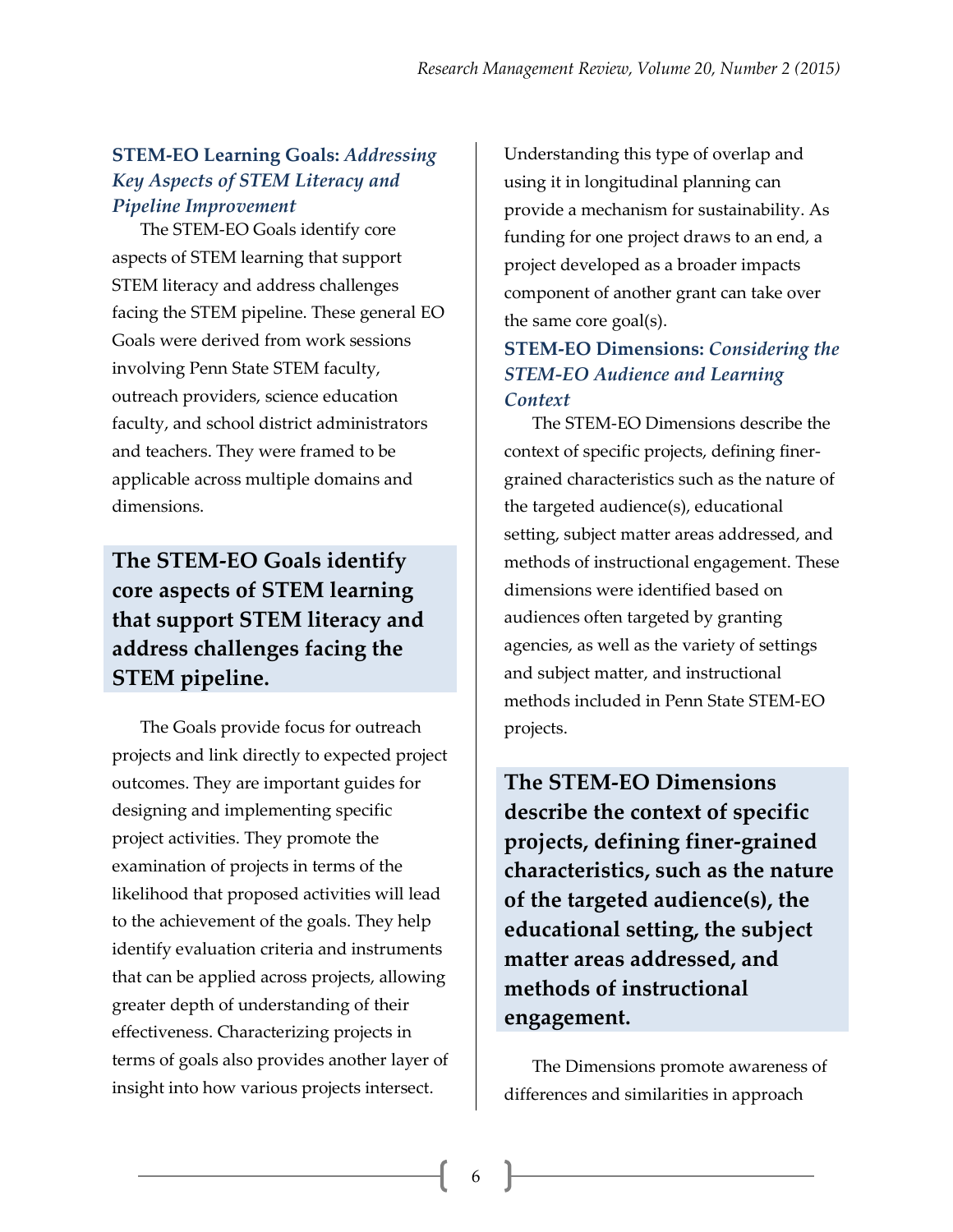### **STEM-EO Learning Goals:** *Addressing Key Aspects of STEM Literacy and Pipeline Improvement*

The STEM-EO Goals identify core aspects of STEM learning that support STEM literacy and address challenges facing the STEM pipeline. These general EO Goals were derived from work sessions involving Penn State STEM faculty, outreach providers, science education faculty, and school district administrators and teachers. They were framed to be applicable across multiple domains and dimensions.

> **The STEM-EO Goals identify core aspects of STEM learning that support STEM literacy and address challenges facing the STEM pipeline.**

The Goals provide focus for outreach projects and link directly to expected project outcomes. They are important guides for designing and implementing specific project activities. They promote the examination of projects in terms of the likelihood that proposed activities will lead to the achievement of the goals. They help identify evaluation criteria and instruments that can be applied across projects, allowing greater depth of understanding of their effectiveness. Characterizing projects in terms of goals also provides another layer of insight into how various projects intersect. Understanding this type of overlap and using it in longitudinal planning can provide a mechanism for sustainability. As funding for one project draws to an end, a project developed as a broader impacts component of another grant can take over the same core goal(s).

### **STEM-EO Dimensions:** *Considering the STEM-EO Audience and Learning Context*

The STEM-EO Dimensions describe the context of specific projects, defining finer-grained characteristics such as the nature of the targeted audience(s), educational setting, subject matter areas addressed, and methods of instructional engagement. These dimensions were identified based on audiences often targeted by granting agencies, as well as the variety of settings and subject matter, and instructional methods included in Penn State STEM-EO projects.

> **The STEM-EO Dimensions describe the context of specific projects, defining finer-grained characteristics, such as the nature of the targeted audience(s), the educational setting, the subject matter areas addressed, and methods of instructional engagement.**

The Dimensions promote awareness of differences and similarities in approach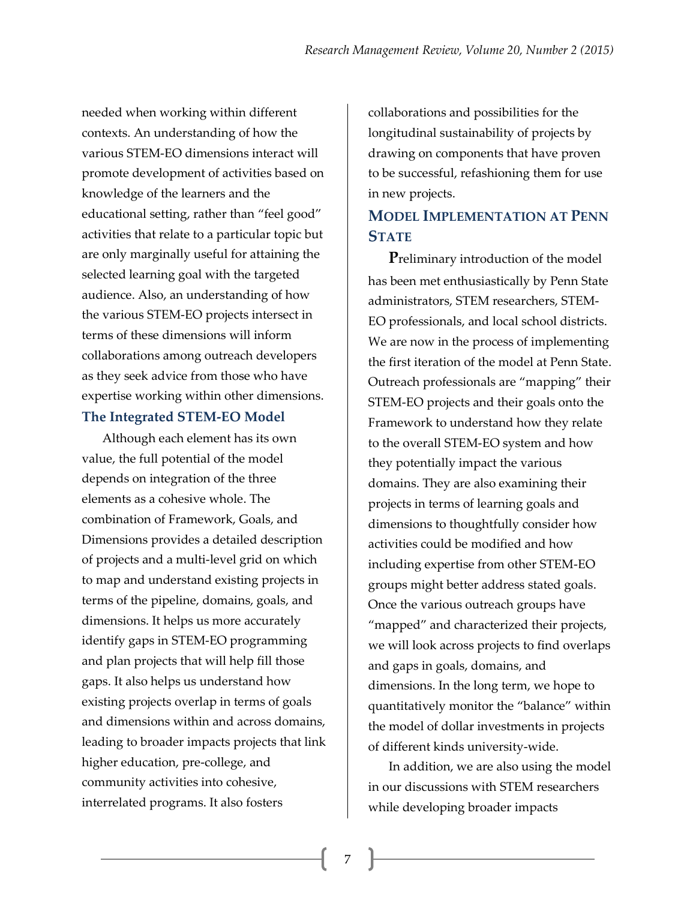needed when working within different contexts. An understanding of how the various STEM-EO dimensions interact will promote development of activities based on knowledge of the learners and the educational setting, rather than "feel good" activities that relate to a particular topic but are only marginally useful for attaining the selected learning goal with the targeted audience. Also, an understanding of how the various STEM-EO projects intersect in terms of these dimensions will inform collaborations among outreach developers as they seek advice from those who have expertise working within other dimensions.

### The Integrated STEM-EO Model

Although each element has its own value, the full potential of the model depends on integration of the three elements as a cohesive whole. The combination of Framework, Goals, and Dimensions provides a detailed description of projects and a multi-level grid on which to map and understand existing projects in terms of the pipeline, domains, goals, and dimensions. It helps us more accurately identify gaps in STEM-EO programming and plan projects that will help fill those gaps. It also helps us understand how existing projects overlap in terms of goals and dimensions within and across domains, leading to broader impacts projects that link higher education, pre-college, and community activities into cohesive, interrelated programs. It also fosters collaborations and possibilities for the longitudinal sustainability of projects by drawing on components that have proven to be successful, refashioning them for use in new projects.

## Model Implementation at Penn State

Preliminary introduction of the model has been met enthusiastically by Penn State administrators, STEM researchers, STEM-EO professionals, and local school districts. We are now in the process of implementing the first iteration of the model at Penn State. Outreach professionals are "mapping" their STEM-EO projects and their goals onto the Framework to understand how they relate to the overall STEM-EO system and how they potentially impact the various domains. They are also examining their projects in terms of learning goals and dimensions to thoughtfully consider how activities could be modified and how including expertise from other STEM-EO groups might better address stated goals. Once the various outreach groups have "mapped" and characterized their projects, we will look across projects to find overlaps and gaps in goals, domains, and dimensions. In the long term, we hope to quantitatively monitor the "balance" within the model of dollar investments in projects of different kinds university-wide.

In addition, we are also using the model in our discussions with STEM researchers while developing broader impacts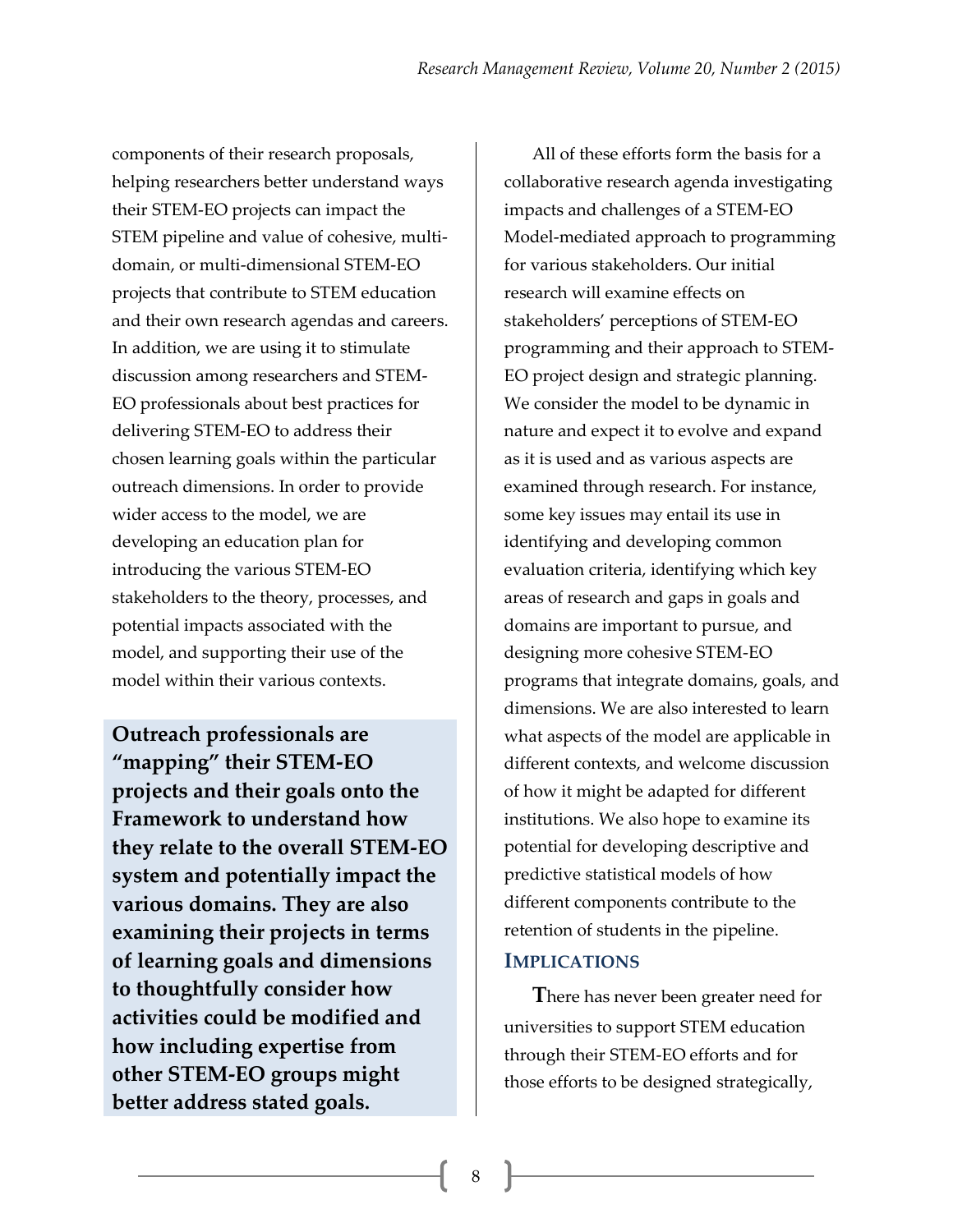components of their research proposals, helping researchers better understand ways their STEM-EO projects can impact the STEM pipeline and value of cohesive, multi-domain, or multi-dimensional STEM-EO projects that contribute to STEM education and their own research agendas and careers. In addition, we are using it to stimulate discussion among researchers and STEM-EO professionals about best practices for delivering STEM-EO to address their chosen learning goals within the particular outreach dimensions. In order to provide wider access to the model, we are developing an education plan for introducing the various STEM-EO stakeholders to the theory, processes, and potential impacts associated with the model, and supporting their use of the model within their various contexts.

**Outreach professionals are "mapping" their STEM-EO projects and their goals onto the Framework to understand how they relate to the overall STEM-EO system and potentially impact the various domains. They are also examining their projects in terms of learning goals and dimensions to thoughtfully consider how activities could be modified and how including expertise from other STEM-EO groups might better address stated goals.**

All of these efforts form the basis for a collaborative research agenda investigating impacts and challenges of a STEM-EO Model-mediated approach to programming for various stakeholders. Our initial research will examine effects on stakeholders' perceptions of STEM-EO programming and their approach to STEM-EO project design and strategic planning. We consider the model to be dynamic in nature and expect it to evolve and expand as it is used and as various aspects are examined through research. For instance, some key issues may entail its use in identifying and developing common evaluation criteria, identifying which key areas of research and gaps in goals and domains are important to pursue, and designing more cohesive STEM-EO programs that integrate domains, goals, and dimensions. We are also interested to learn what aspects of the model are applicable in different contexts, and welcome discussion of how it might be adapted for different institutions. We also hope to examine its potential for developing descriptive and predictive statistical models of how different components contribute to the retention of students in the pipeline.

## Implications

There has never been greater need for universities to support STEM education through their STEM-EO efforts and for those efforts to be designed strategically,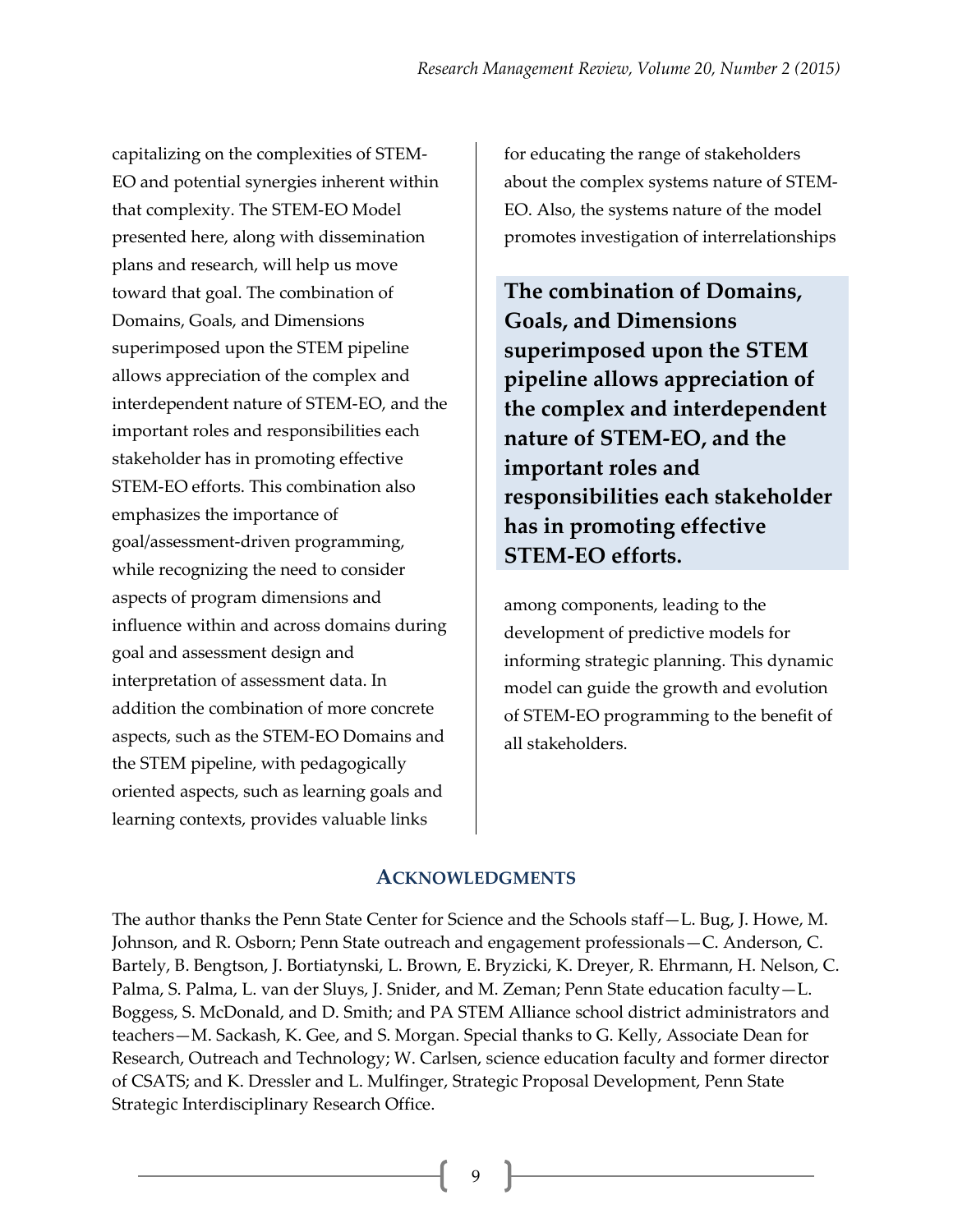capitalizing on the complexities of STEM-EO and potential synergies inherent within that complexity. The STEM-EO Model presented here, along with dissemination plans and research, will help us move toward that goal. The combination of Domains, Goals, and Dimensions superimposed upon the STEM pipeline allows appreciation of the complex and interdependent nature of STEM-EO, and the important roles and responsibilities each stakeholder has in promoting effective STEM-EO efforts. This combination also emphasizes the importance of goal/assessment-driven programming, while recognizing the need to consider aspects of program dimensions and influence within and across domains during goal and assessment design and interpretation of assessment data. In addition the combination of more concrete aspects, such as the STEM-EO Domains and the STEM pipeline, with pedagogically oriented aspects, such as learning goals and learning contexts, provides valuable links for educating the range of stakeholders about the complex systems nature of STEM-EO. Also, the systems nature of the model promotes investigation of interrelationships among components, leading to the development of predictive models for informing strategic planning. This dynamic model can guide the growth and evolution of STEM-EO programming to the benefit of all stakeholders.

> **The combination of Domains, Goals, and Dimensions superimposed upon the STEM pipeline allows appreciation of the complex and interdependent nature of STEM-EO, and the important roles and responsibilities each stakeholder has in promoting effective STEM-EO efforts.**

## Acknowledgments

The author thanks the Penn State Center for Science and the Schools staff—L. Bug, J. Howe, M. Johnson, and R. Osborn; Penn State outreach and engagement professionals—C. Anderson, C. Bartely, B. Bengtson, J. Bortiatynski, L. Brown, E. Bryzicki, K. Dreyer, R. Ehrmann, H. Nelson, C. Palma, S. Palma, L. van der Sluys, J. Snider, and M. Zeman; Penn State education faculty—L. Boggess, S. McDonald, and D. Smith; and PA STEM Alliance school district administrators and teachers—M. Sackash, K. Gee, and S. Morgan. Special thanks to G. Kelly, Associate Dean for Research, Outreach and Technology; W. Carlsen, science education faculty and former director of CSATS; and K. Dressler and L. Mulfinger, Strategic Proposal Development, Penn State Strategic Interdisciplinary Research Office.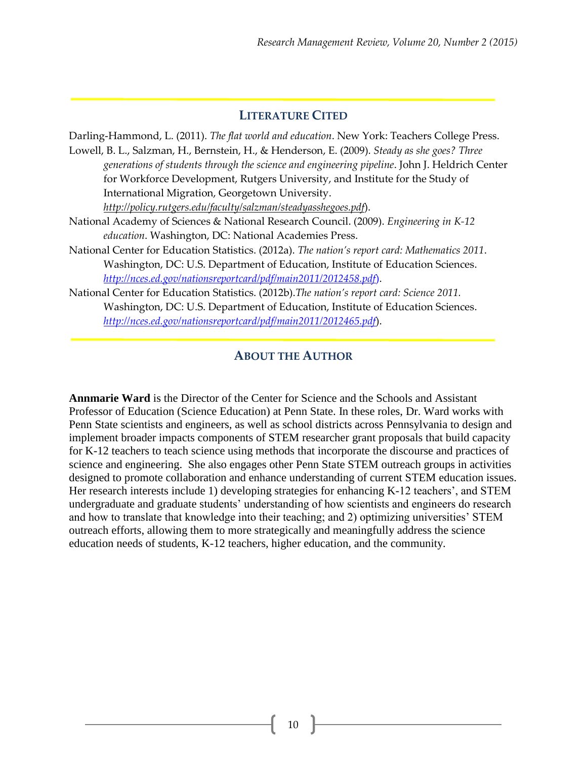## LITERATURE CITED

Darling-Hammond, L. (2011). *The flat world and education*. New York: Teachers College Press.

Lowell, B. L., Salzman, H., Bernstein, H., & Henderson, E. (2009). *Steady as she goes? Three generations of students through the science and engineering pipeline*. John J. Heldrich Center for Workforce Development, Rutgers University, and Institute for the Study of International Migration, Georgetown University. *http://policy.rutgers.edu/faculty/salzman/steadyasshegoes.pdf*).

National Academy of Sciences & National Research Council. (2009). *Engineering in K-12 education*. Washington, DC: National Academies Press.

National Center for Education Statistics. (2012a). *The nation's report card: Mathematics 2011*. Washington, DC: U.S. Department of Education, Institute of Education Sciences. *http://nces.ed.gov/nationsreportcard/pdf/main2011/2012458.pdf*).

National Center for Education Statistics. (2012b).*The nation's report card: Science 2011.* Washington, DC: U.S. Department of Education, Institute of Education Sciences. *http://nces.ed.gov/nationsreportcard/pdf/main2011/2012465.pdf*).

## ABOUT THE AUTHOR

**Annmarie Ward** is the Director of the Center for Science and the Schools and Assistant Professor of Education (Science Education) at Penn State. In these roles, Dr. Ward works with Penn State scientists and engineers, as well as school districts across Pennsylvania to design and implement broader impacts components of STEM researcher grant proposals that build capacity for K-12 teachers to teach science using methods that incorporate the discourse and practices of science and engineering. She also engages other Penn State STEM outreach groups in activities designed to promote collaboration and enhance understanding of current STEM education issues. Her research interests include 1) developing strategies for enhancing K-12 teachers', and STEM undergraduate and graduate students' understanding of how scientists and engineers do research and how to translate that knowledge into their teaching; and 2) optimizing universities' STEM outreach efforts, allowing them to more strategically and meaningfully address the science education needs of students, K-12 teachers, higher education, and the community.